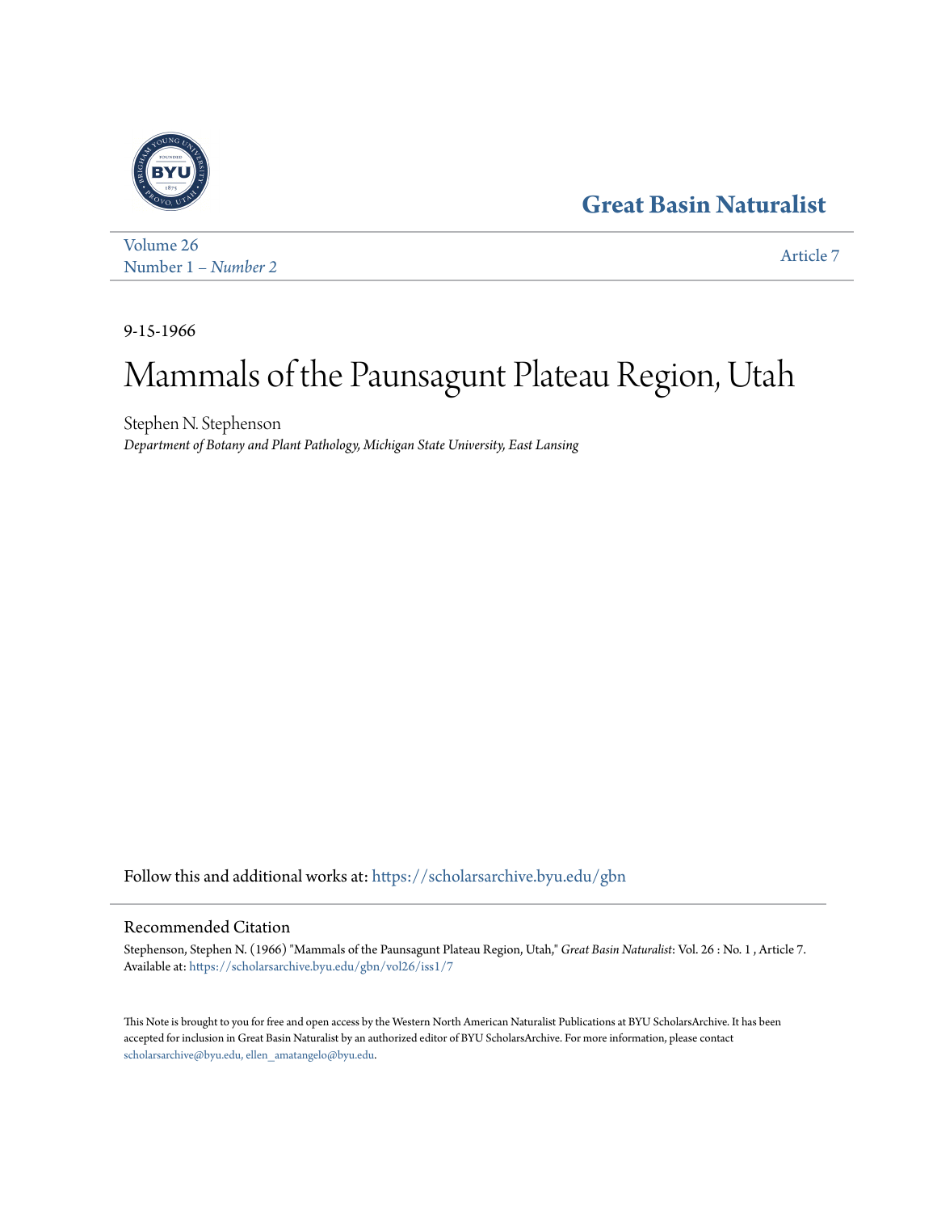## Great Basin Naturalist

Volume 26
Number 1 – *Number 2*

Article 7

9-15-1966

# Mammals of the Paunsagunt Plateau Region, Utah

Stephen N. Stephenson
*Department of Botany and Plant Pathology, Michigan State University, East Lansing*

Follow this and additional works at: https://scholarsarchive.byu.edu/gbn

## Recommended Citation

Stephenson, Stephen N. (1966) "Mammals of the Paunsagunt Plateau Region, Utah," *Great Basin Naturalist*: Vol. 26 : No. 1 , Article 7.
Available at: https://scholarsarchive.byu.edu/gbn/vol26/iss1/7

This Note is brought to you for free and open access by the Western North American Naturalist Publications at BYU ScholarsArchive. It has been accepted for inclusion in Great Basin Naturalist by an authorized editor of BYU ScholarsArchive. For more information, please contact scholarsarchive@byu.edu, ellen_amatangelo@byu.edu.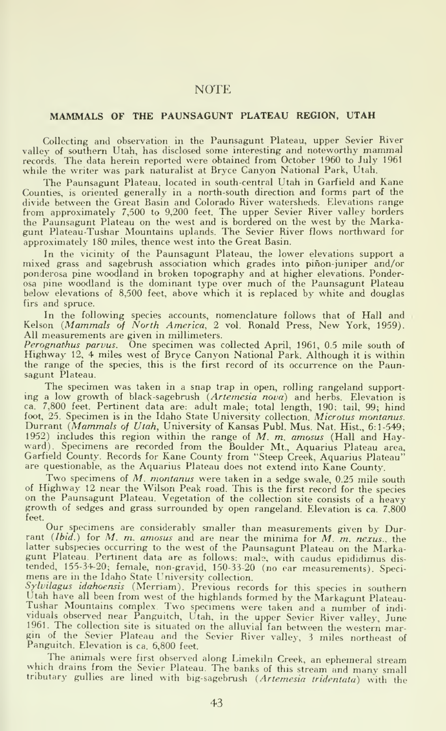## NOTE

### MAMMALS OF THE PAUNSAGUNT PLATEAU REGION, UTAH

Collecting and observation in the Paunsagunt Plateau, upper Sevier River valley of southern Utah, has disclosed some interesting and noteworthy mammal records. The data herein reported were obtained from October 1960 to July 1961 while the writer was park naturalist at Bryce Canyon National Park, Utah.

The Paunsagunt Plateau, located in south-central Utah in Garfield and Kane Counties, is oriented generally in a north-south direction and forms part of the divide between the Great Basin and Colorado River watersheds. Elevations range from approximately 7,500 to 9,200 feet. The upper Sevier River valley borders the Paunsagunt Plateau on the west and is bordered on the west by the Markagunt Plateau-Tushar Mountains uplands. The Sevier River flows northward for approximately 180 miles, thence west into the Great Basin.

In the vicinity of the Paunsagunt Plateau, the lower elevations support a mixed grass and sagebrush association which grades into piñon-juniper and/or ponderosa pine woodland in broken topography and at higher elevations. Ponderosa pine woodland is the dominant type over much of the Paunsagunt Plateau below elevations of 8,500 feet, above which it is replaced by white and douglas firs and spruce.

In the following species accounts, nomenclature follows that of Hall and Kelson (*Mammals of North America*, 2 vol. Ronald Press, New York, 1959). All measurements are given in millimeters.

*Perognathus parvus*. One specimen was collected April, 1961, 0.5 mile south of Highway 12, 4 miles west of Bryce Canyon National Park. Although it is within the range of the species, this is the first record of its occurrence on the Paunsagunt Plateau.

The specimen was taken in a snap trap in open, rolling rangeland supporting a low growth of black-sagebrush (*Artemesia nova*) and herbs. Elevation is ca. 7,800 feet. Pertinent data are: adult male; total length, 190; tail, 99; hind foot, 25. Specimen is in the Idaho State University collection.

*Microtus montanus*. Durrant (*Mammals of Utah*, University of Kansas Publ. Mus. Nat. Hist., 6:1-549; 1952) includes this region within the range of *M. m. amosus* (Hall and Hayward). Specimens are recorded from the Boulder Mt., Aquarius Plateau area, Garfield County. Records for Kane County from "Steep Creek, Aquarius Plateau" are questionable, as the Aquarius Plateau does not extend into Kane County.

Two specimens of *M. montanus* were taken in a sedge swale, 0.25 mile south of Highway 12 near the Wilson Peak road. This is the first record for the species on the Paunsagunt Plateau. Vegetation of the collection site consists of a heavy growth of sedges and grass surrounded by open rangeland. Elevation is ca. 7,800 feet.

Our specimens are considerably smaller than measurements given by Durrant (*Ibid.*) for *M. m. amosus* and are near the minima for *M. m. nexus*., the latter subspecies occurring to the west of the Paunsagunt Plateau on the Markagunt Plateau. Pertinent data are as follows: male, with caudus epididimus distended, 155-34-20; female, non-gravid, 150-33-20 (no ear measurements). Specimens are in the Idaho State University collection.

*Sylvilagus idahoensis* (Merriam). Previous records for this species in southern Utah have all been from west of the highlands formed by the Markagunt Plateau-Tushar Mountains complex. Two specimens were taken and a number of individuals observed near Panguitch, Utah, in the upper Sevier River valley, June 1961. The collection site is situated on the alluvial fan between the western margin of the Sevier Plateau and the Sevier River valley, 3 miles northeast of Panguitch. Elevation is ca. 6,800 feet.

The animals were first observed along Limekiln Creek, an ephemeral stream which drains from the Sevier Plateau. The banks of this stream and many small tributary gullies are lined with big-sagebrush (*Artemesia tridentata*) with the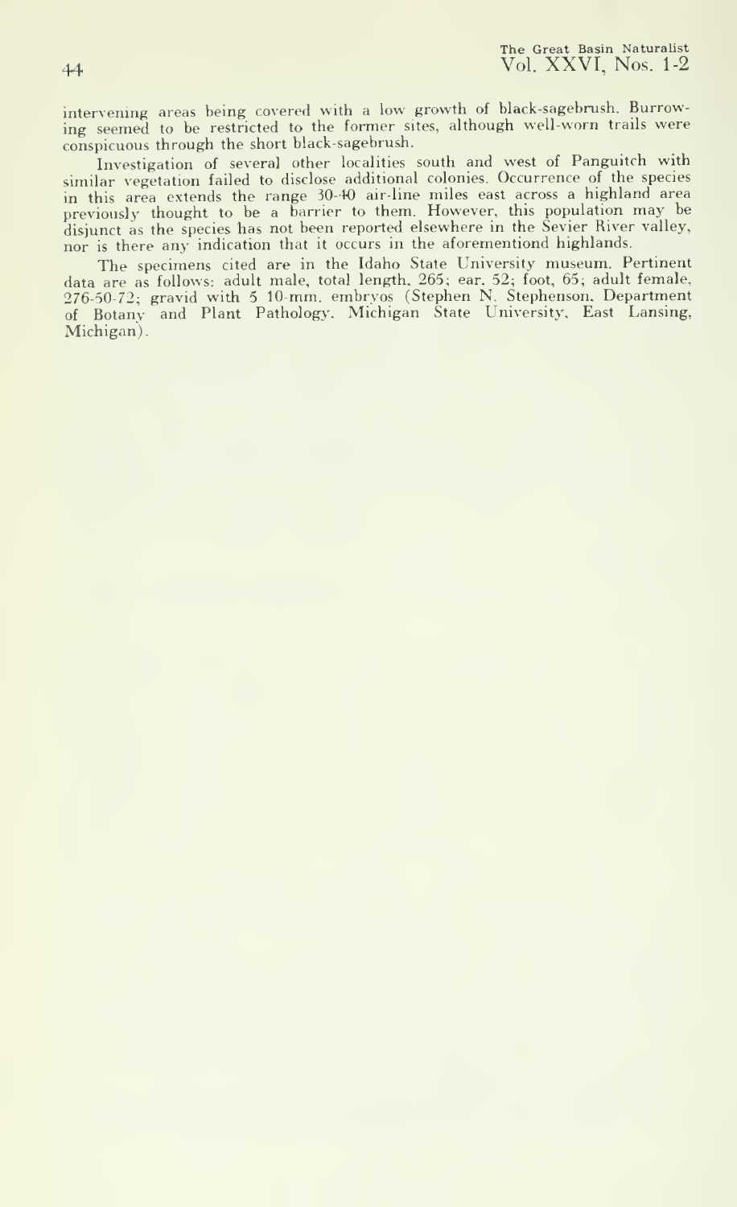intervening areas being covered with a low growth of black-sagebrush. Burrowing seemed to be restricted to the former sites, although well-worn trails were conspicuous through the short black-sagebrush.

Investigation of several other localities south and west of Panguitch with similar vegetation failed to disclose additional colonies. Occurrence of the species in this area extends the range 30-40 air-line miles east across a highland area previously thought to be a barrier to them. However, this population may be disjunct as the species has not been reported elsewhere in the Sevier River valley, nor is there any indication that it occurs in the aforementiond highlands.

The specimens cited are in the Idaho State University museum. Pertinent data are as follows: adult male, total length, 265; ear, 52; foot, 65; adult female, 276-50-72; gravid with 5 10-mm. embryos (Stephen N. Stephenson, Department of Botany and Plant Pathology, Michigan State University, East Lansing, Michigan).